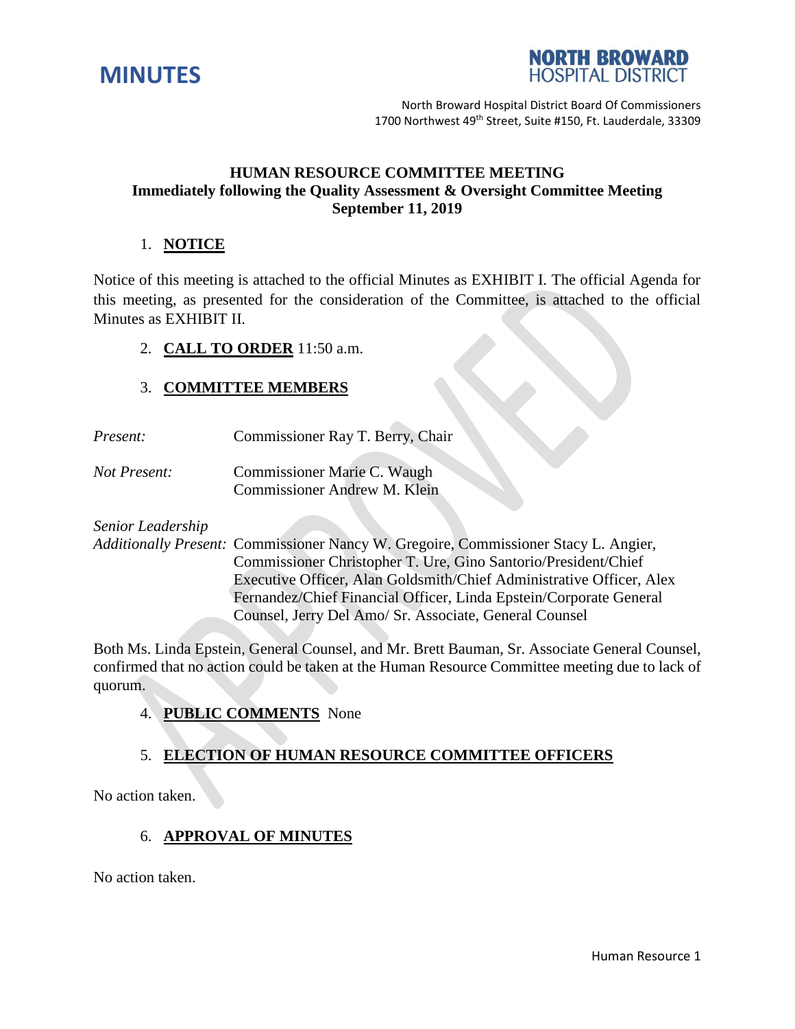MINUTES

NORTH BROWARD HOSPITAL DISTRICT

North Broward Hospital District Board Of Commissioners
1700 Northwest 49th Street, Suite #150, Ft. Lauderdale, 33309

**HUMAN RESOURCE COMMITTEE MEETING**
**Immediately following the Quality Assessment & Oversight Committee Meeting**
**September 11, 2019**

1. **NOTICE**

Notice of this meeting is attached to the official Minutes as EXHIBIT I. The official Agenda for this meeting, as presented for the consideration of the Committee, is attached to the official Minutes as EXHIBIT II.

2. **CALL TO ORDER** 11:50 a.m.

3. **COMMITTEE MEMBERS**

*Present:* Commissioner Ray T. Berry, Chair

*Not Present:* Commissioner Marie C. Waugh
Commissioner Andrew M. Klein

*Senior Leadership Additionally Present:* Commissioner Nancy W. Gregoire, Commissioner Stacy L. Angier, Commissioner Christopher T. Ure, Gino Santorio/President/Chief Executive Officer, Alan Goldsmith/Chief Administrative Officer, Alex Fernandez/Chief Financial Officer, Linda Epstein/Corporate General Counsel, Jerry Del Amo/ Sr. Associate, General Counsel

Both Ms. Linda Epstein, General Counsel, and Mr. Brett Bauman, Sr. Associate General Counsel, confirmed that no action could be taken at the Human Resource Committee meeting due to lack of quorum.

4. **PUBLIC COMMENTS** None

5. **ELECTION OF HUMAN RESOURCE COMMITTEE OFFICERS**

No action taken.

6. **APPROVAL OF MINUTES**

No action taken.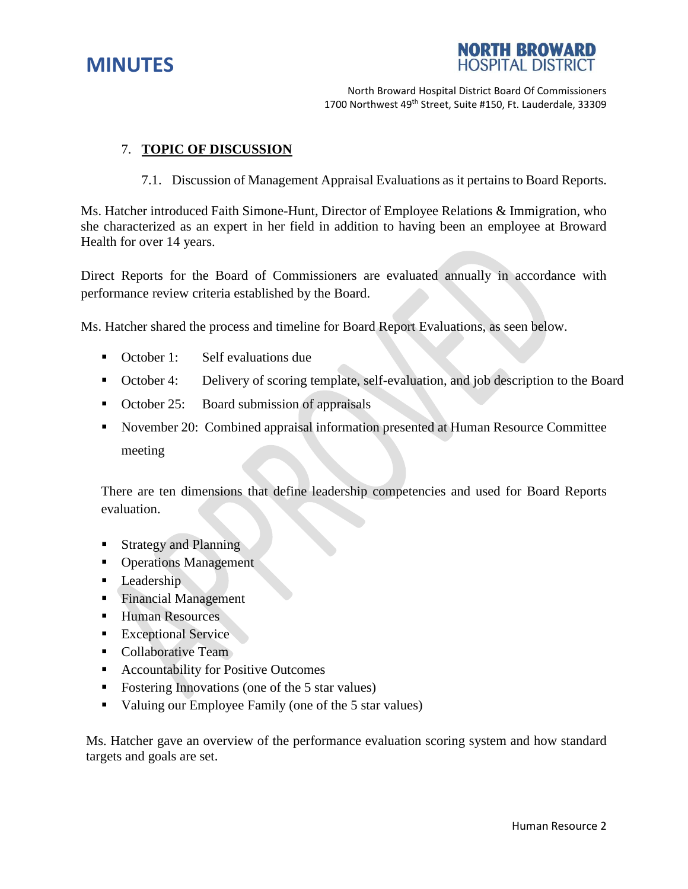## 7. TOPIC OF DISCUSSION

7.1. Discussion of Management Appraisal Evaluations as it pertains to Board Reports.

Ms. Hatcher introduced Faith Simone-Hunt, Director of Employee Relations & Immigration, who she characterized as an expert in her field in addition to having been an employee at Broward Health for over 14 years.

Direct Reports for the Board of Commissioners are evaluated annually in accordance with performance review criteria established by the Board.

Ms. Hatcher shared the process and timeline for Board Report Evaluations, as seen below.

- October 1: Self evaluations due
- October 4: Delivery of scoring template, self-evaluation, and job description to the Board
- October 25: Board submission of appraisals
- November 20: Combined appraisal information presented at Human Resource Committee meeting

There are ten dimensions that define leadership competencies and used for Board Reports evaluation.

- Strategy and Planning
- Operations Management
- Leadership
- Financial Management
- Human Resources
- Exceptional Service
- Collaborative Team
- Accountability for Positive Outcomes
- Fostering Innovations (one of the 5 star values)
- Valuing our Employee Family (one of the 5 star values)

Ms. Hatcher gave an overview of the performance evaluation scoring system and how standard targets and goals are set.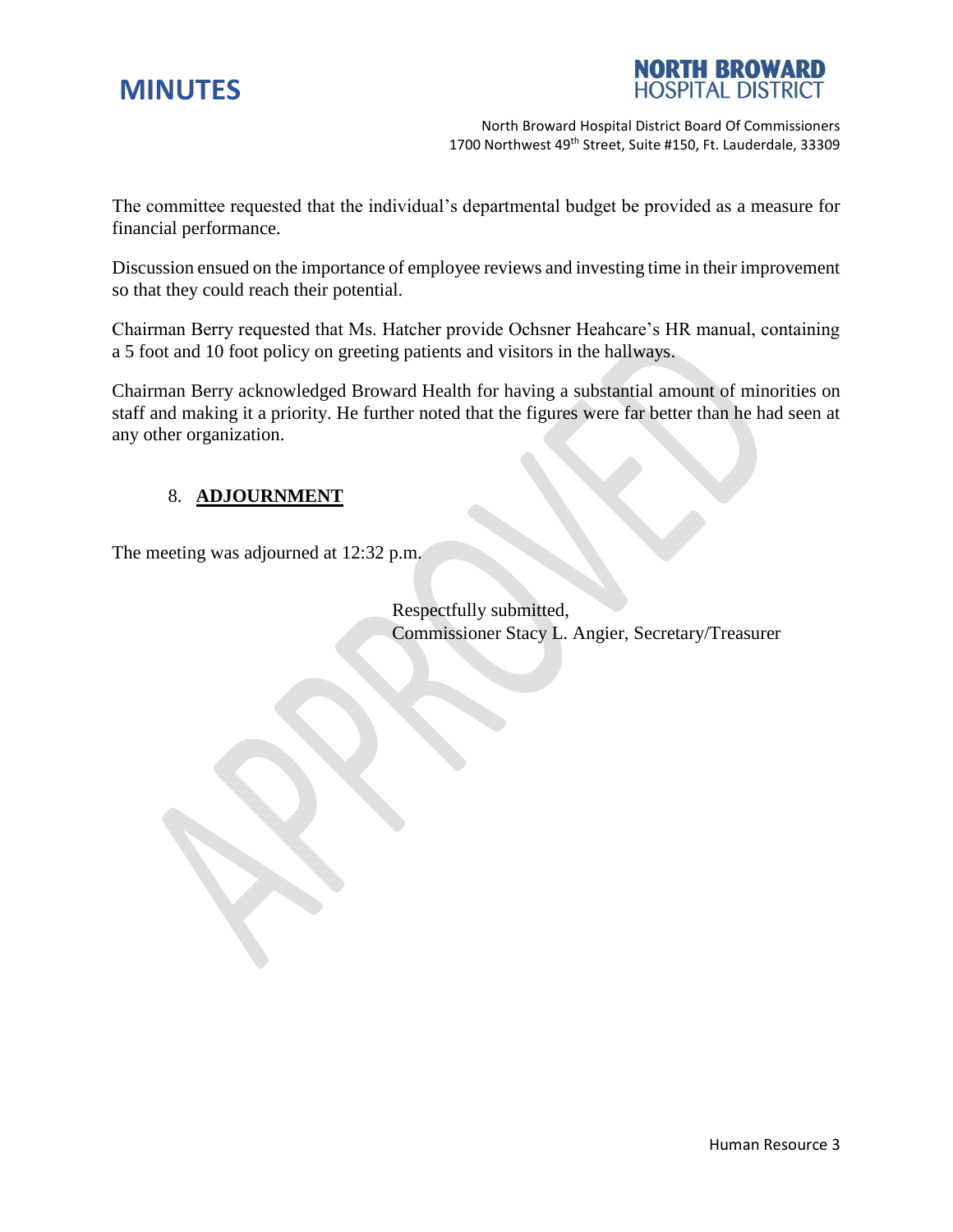The committee requested that the individual's departmental budget be provided as a measure for financial performance.

Discussion ensued on the importance of employee reviews and investing time in their improvement so that they could reach their potential.

Chairman Berry requested that Ms. Hatcher provide Ochsner Heahcare's HR manual, containing a 5 foot and 10 foot policy on greeting patients and visitors in the hallways.

Chairman Berry acknowledged Broward Health for having a substantial amount of minorities on staff and making it a priority. He further noted that the figures were far better than he had seen at any other organization.

## 8. **ADJOURNMENT**

The meeting was adjourned at 12:32 p.m.

Respectfully submitted,
Commissioner Stacy L. Angier, Secretary/Treasurer